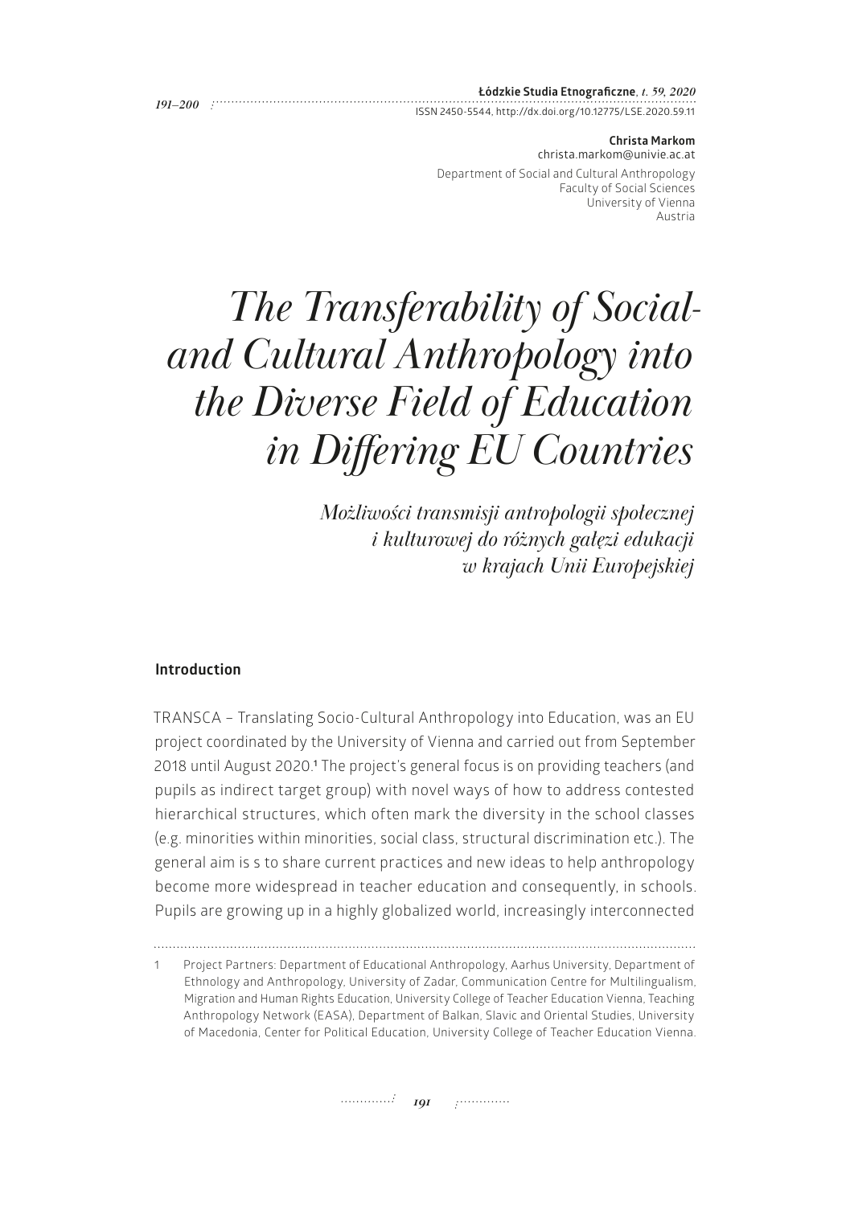Christa Markom
christa.markom@univie.ac.at

Department of Social and Cultural Anthropology
Faculty of Social Sciences
University of Vienna
Austria

# *The Transferability of Social- and Cultural Anthropology into the Diverse Field of Education in Differing EU Countries*

*Możliwości transmisji antropologii społecznej i kulturowej do różnych gałęzi edukacji w krajach Unii Europejskiej*

## Introduction

TRANSCA – Translating Socio-Cultural Anthropology into Education, was an EU project coordinated by the University of Vienna and carried out from September 2018 until August 2020.[1] The project's general focus is on providing teachers (and pupils as indirect target group) with novel ways of how to address contested hierarchical structures, which often mark the diversity in the school classes (e.g. minorities within minorities, social class, structural discrimination etc.). The general aim is s to share current practices and new ideas to help anthropology become more widespread in teacher education and consequently, in schools. Pupils are growing up in a highly globalized world, increasingly interconnected

---

1 Project Partners: Department of Educational Anthropology, Aarhus University, Department of Ethnology and Anthropology, University of Zadar, Communication Centre for Multilingualism, Migration and Human Rights Education, University College of Teacher Education Vienna, Teaching Anthropology Network (EASA), Department of Balkan, Slavic and Oriental Studies, University of Macedonia, Center for Political Education, University College of Teacher Education Vienna.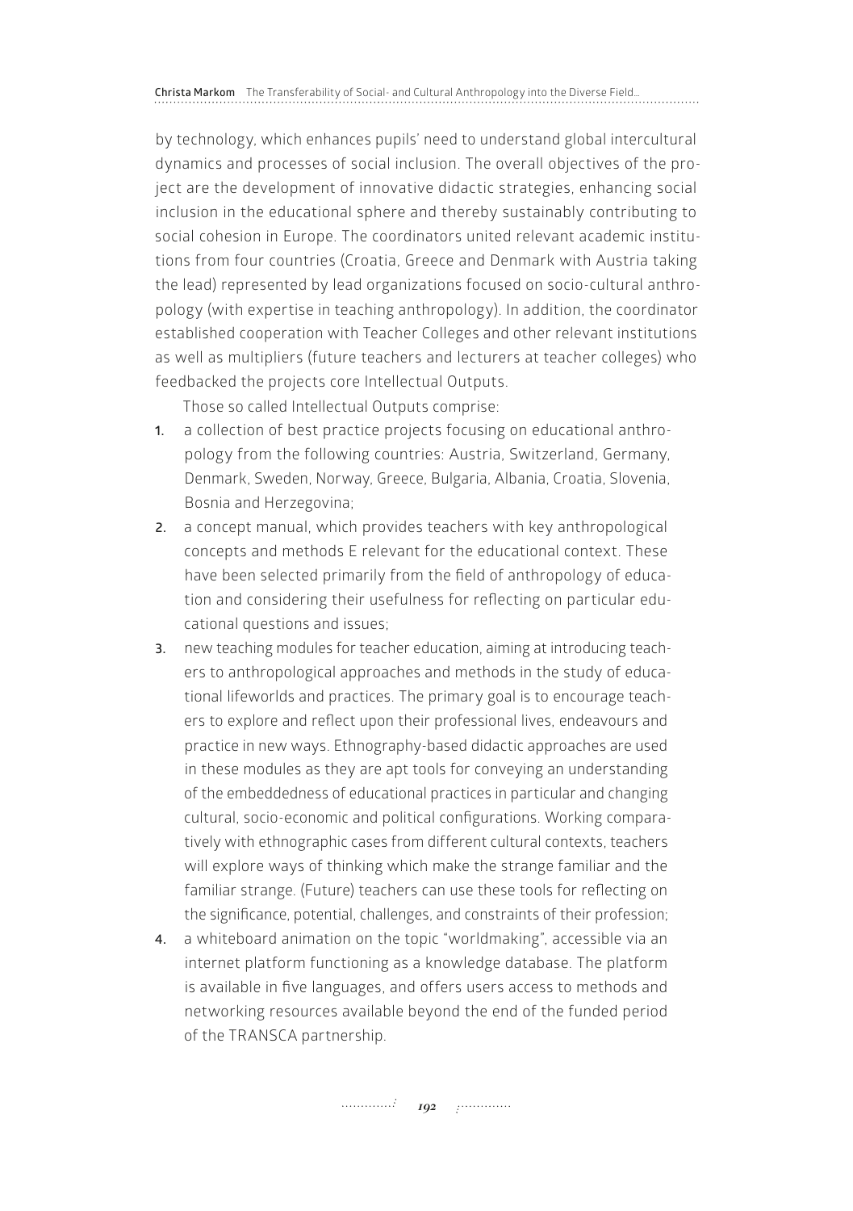by technology, which enhances pupils' need to understand global intercultural dynamics and processes of social inclusion. The overall objectives of the project are the development of innovative didactic strategies, enhancing social inclusion in the educational sphere and thereby sustainably contributing to social cohesion in Europe. The coordinators united relevant academic institutions from four countries (Croatia, Greece and Denmark with Austria taking the lead) represented by lead organizations focused on socio-cultural anthropology (with expertise in teaching anthropology). In addition, the coordinator established cooperation with Teacher Colleges and other relevant institutions as well as multipliers (future teachers and lecturers at teacher colleges) who feedbacked the projects core Intellectual Outputs.

Those so called Intellectual Outputs comprise:

1. a collection of best practice projects focusing on educational anthropology from the following countries: Austria, Switzerland, Germany, Denmark, Sweden, Norway, Greece, Bulgaria, Albania, Croatia, Slovenia, Bosnia and Herzegovina;
2. a concept manual, which provides teachers with key anthropological concepts and methods E relevant for the educational context. These have been selected primarily from the field of anthropology of education and considering their usefulness for reflecting on particular educational questions and issues;
3. new teaching modules for teacher education, aiming at introducing teachers to anthropological approaches and methods in the study of educational lifeworlds and practices. The primary goal is to encourage teachers to explore and reflect upon their professional lives, endeavours and practice in new ways. Ethnography-based didactic approaches are used in these modules as they are apt tools for conveying an understanding of the embeddedness of educational practices in particular and changing cultural, socio-economic and political configurations. Working comparatively with ethnographic cases from different cultural contexts, teachers will explore ways of thinking which make the strange familiar and the familiar strange. (Future) teachers can use these tools for reflecting on the significance, potential, challenges, and constraints of their profession;
4. a whiteboard animation on the topic "worldmaking", accessible via an internet platform functioning as a knowledge database. The platform is available in five languages, and offers users access to methods and networking resources available beyond the end of the funded period of the TRANSCA partnership.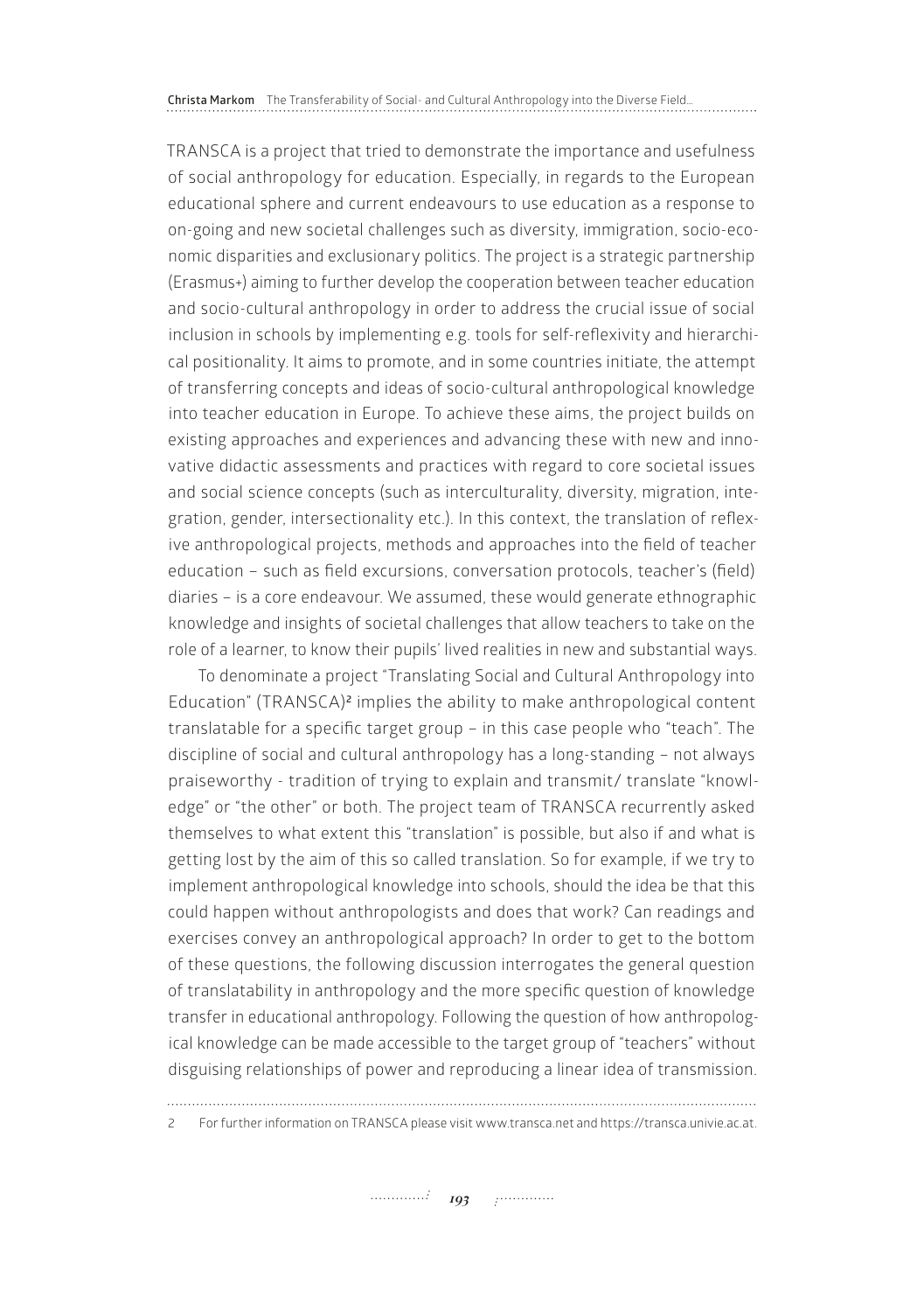TRANSCA is a project that tried to demonstrate the importance and usefulness of social anthropology for education. Especially, in regards to the European educational sphere and current endeavours to use education as a response to on-going and new societal challenges such as diversity, immigration, socio-economic disparities and exclusionary politics. The project is a strategic partnership (Erasmus+) aiming to further develop the cooperation between teacher education and socio-cultural anthropology in order to address the crucial issue of social inclusion in schools by implementing e.g. tools for self-reflexivity and hierarchical positionality. It aims to promote, and in some countries initiate, the attempt of transferring concepts and ideas of socio-cultural anthropological knowledge into teacher education in Europe. To achieve these aims, the project builds on existing approaches and experiences and advancing these with new and innovative didactic assessments and practices with regard to core societal issues and social science concepts (such as interculturality, diversity, migration, integration, gender, intersectionality etc.). In this context, the translation of reflexive anthropological projects, methods and approaches into the field of teacher education – such as field excursions, conversation protocols, teacher's (field) diaries – is a core endeavour. We assumed, these would generate ethnographic knowledge and insights of societal challenges that allow teachers to take on the role of a learner, to know their pupils' lived realities in new and substantial ways.

To denominate a project "Translating Social and Cultural Anthropology into Education" (TRANSCA)[2] implies the ability to make anthropological content translatable for a specific target group – in this case people who "teach". The discipline of social and cultural anthropology has a long-standing – not always praiseworthy - tradition of trying to explain and transmit/ translate "knowledge" or "the other" or both. The project team of TRANSCA recurrently asked themselves to what extent this "translation" is possible, but also if and what is getting lost by the aim of this so called translation. So for example, if we try to implement anthropological knowledge into schools, should the idea be that this could happen without anthropologists and does that work? Can readings and exercises convey an anthropological approach? In order to get to the bottom of these questions, the following discussion interrogates the general question of translatability in anthropology and the more specific question of knowledge transfer in educational anthropology. Following the question of how anthropological knowledge can be made accessible to the target group of "teachers" without disguising relationships of power and reproducing a linear idea of transmission.

2 For further information on TRANSCA please visit www.transca.net and https://transca.univie.ac.at.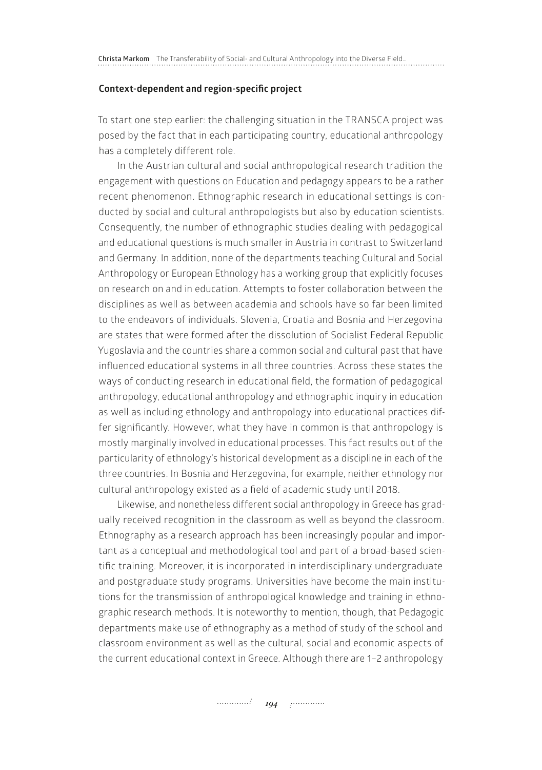## Context-dependent and region-specific project

To start one step earlier: the challenging situation in the TRANSCA project was posed by the fact that in each participating country, educational anthropology has a completely different role.

In the Austrian cultural and social anthropological research tradition the engagement with questions on Education and pedagogy appears to be a rather recent phenomenon. Ethnographic research in educational settings is conducted by social and cultural anthropologists but also by education scientists. Consequently, the number of ethnographic studies dealing with pedagogical and educational questions is much smaller in Austria in contrast to Switzerland and Germany. In addition, none of the departments teaching Cultural and Social Anthropology or European Ethnology has a working group that explicitly focuses on research on and in education. Attempts to foster collaboration between the disciplines as well as between academia and schools have so far been limited to the endeavors of individuals. Slovenia, Croatia and Bosnia and Herzegovina are states that were formed after the dissolution of Socialist Federal Republic Yugoslavia and the countries share a common social and cultural past that have influenced educational systems in all three countries. Across these states the ways of conducting research in educational field, the formation of pedagogical anthropology, educational anthropology and ethnographic inquiry in education as well as including ethnology and anthropology into educational practices differ significantly. However, what they have in common is that anthropology is mostly marginally involved in educational processes. This fact results out of the particularity of ethnology's historical development as a discipline in each of the three countries. In Bosnia and Herzegovina, for example, neither ethnology nor cultural anthropology existed as a field of academic study until 2018.

Likewise, and nonetheless different social anthropology in Greece has gradually received recognition in the classroom as well as beyond the classroom. Ethnography as a research approach has been increasingly popular and important as a conceptual and methodological tool and part of a broad-based scientific training. Moreover, it is incorporated in interdisciplinary undergraduate and postgraduate study programs. Universities have become the main institutions for the transmission of anthropological knowledge and training in ethnographic research methods. It is noteworthy to mention, though, that Pedagogic departments make use of ethnography as a method of study of the school and classroom environment as well as the cultural, social and economic aspects of the current educational context in Greece. Although there are 1–2 anthropology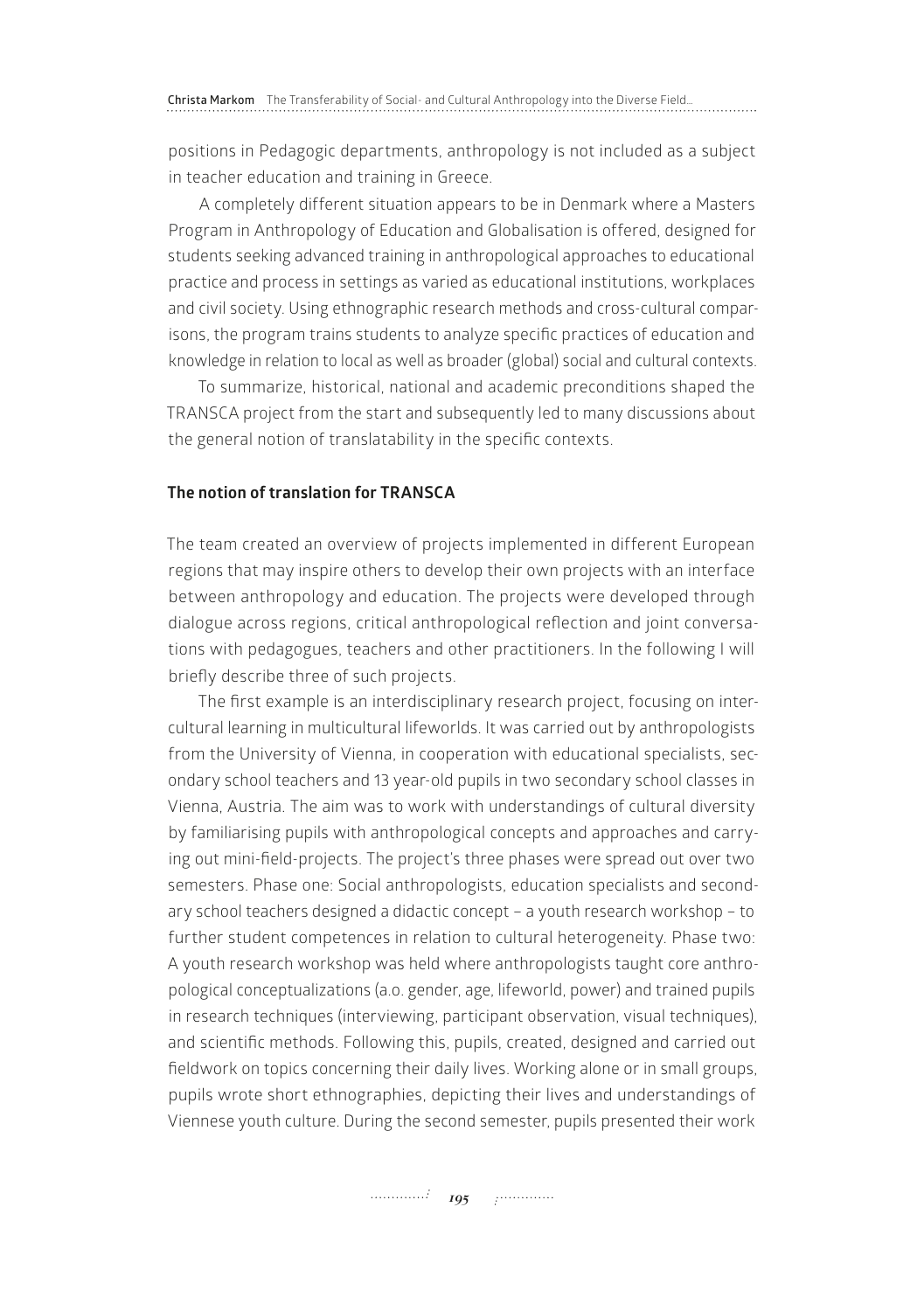positions in Pedagogic departments, anthropology is not included as a subject in teacher education and training in Greece.

A completely different situation appears to be in Denmark where a Masters Program in Anthropology of Education and Globalisation is offered, designed for students seeking advanced training in anthropological approaches to educational practice and process in settings as varied as educational institutions, workplaces and civil society. Using ethnographic research methods and cross-cultural comparisons, the program trains students to analyze specific practices of education and knowledge in relation to local as well as broader (global) social and cultural contexts.

To summarize, historical, national and academic preconditions shaped the TRANSCA project from the start and subsequently led to many discussions about the general notion of translatability in the specific contexts.

**The notion of translation for TRANSCA**

The team created an overview of projects implemented in different European regions that may inspire others to develop their own projects with an interface between anthropology and education. The projects were developed through dialogue across regions, critical anthropological reflection and joint conversations with pedagogues, teachers and other practitioners. In the following I will briefly describe three of such projects.

The first example is an interdisciplinary research project, focusing on intercultural learning in multicultural lifeworlds. It was carried out by anthropologists from the University of Vienna, in cooperation with educational specialists, secondary school teachers and 13 year-old pupils in two secondary school classes in Vienna, Austria. The aim was to work with understandings of cultural diversity by familiarising pupils with anthropological concepts and approaches and carrying out mini-field-projects. The project's three phases were spread out over two semesters. Phase one: Social anthropologists, education specialists and secondary school teachers designed a didactic concept – a youth research workshop – to further student competences in relation to cultural heterogeneity. Phase two: A youth research workshop was held where anthropologists taught core anthropological conceptualizations (a.o. gender, age, lifeworld, power) and trained pupils in research techniques (interviewing, participant observation, visual techniques), and scientific methods. Following this, pupils, created, designed and carried out fieldwork on topics concerning their daily lives. Working alone or in small groups, pupils wrote short ethnographies, depicting their lives and understandings of Viennese youth culture. During the second semester, pupils presented their work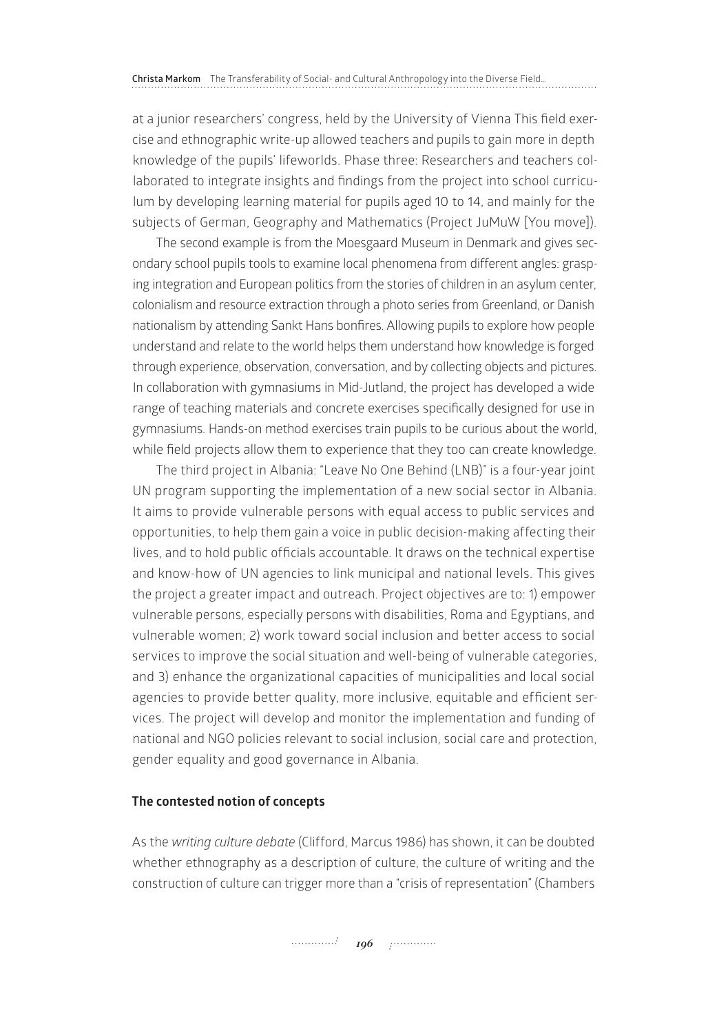at a junior researchers' congress, held by the University of Vienna This field exercise and ethnographic write-up allowed teachers and pupils to gain more in depth knowledge of the pupils' lifeworlds. Phase three: Researchers and teachers collaborated to integrate insights and findings from the project into school curriculum by developing learning material for pupils aged 10 to 14, and mainly for the subjects of German, Geography and Mathematics (Project JuMuW [You move]).

The second example is from the Moesgaard Museum in Denmark and gives secondary school pupils tools to examine local phenomena from different angles: grasping integration and European politics from the stories of children in an asylum center, colonialism and resource extraction through a photo series from Greenland, or Danish nationalism by attending Sankt Hans bonfires. Allowing pupils to explore how people understand and relate to the world helps them understand how knowledge is forged through experience, observation, conversation, and by collecting objects and pictures. In collaboration with gymnasiums in Mid-Jutland, the project has developed a wide range of teaching materials and concrete exercises specifically designed for use in gymnasiums. Hands-on method exercises train pupils to be curious about the world, while field projects allow them to experience that they too can create knowledge.

The third project in Albania: "Leave No One Behind (LNB)" is a four-year joint UN program supporting the implementation of a new social sector in Albania. It aims to provide vulnerable persons with equal access to public services and opportunities, to help them gain a voice in public decision-making affecting their lives, and to hold public officials accountable. It draws on the technical expertise and know-how of UN agencies to link municipal and national levels. This gives the project a greater impact and outreach. Project objectives are to: 1) empower vulnerable persons, especially persons with disabilities, Roma and Egyptians, and vulnerable women; 2) work toward social inclusion and better access to social services to improve the social situation and well-being of vulnerable categories, and 3) enhance the organizational capacities of municipalities and local social agencies to provide better quality, more inclusive, equitable and efficient services. The project will develop and monitor the implementation and funding of national and NGO policies relevant to social inclusion, social care and protection, gender equality and good governance in Albania.

### The contested notion of concepts

As the *writing culture debate* (Clifford, Marcus 1986) has shown, it can be doubted whether ethnography as a description of culture, the culture of writing and the construction of culture can trigger more than a "crisis of representation" (Chambers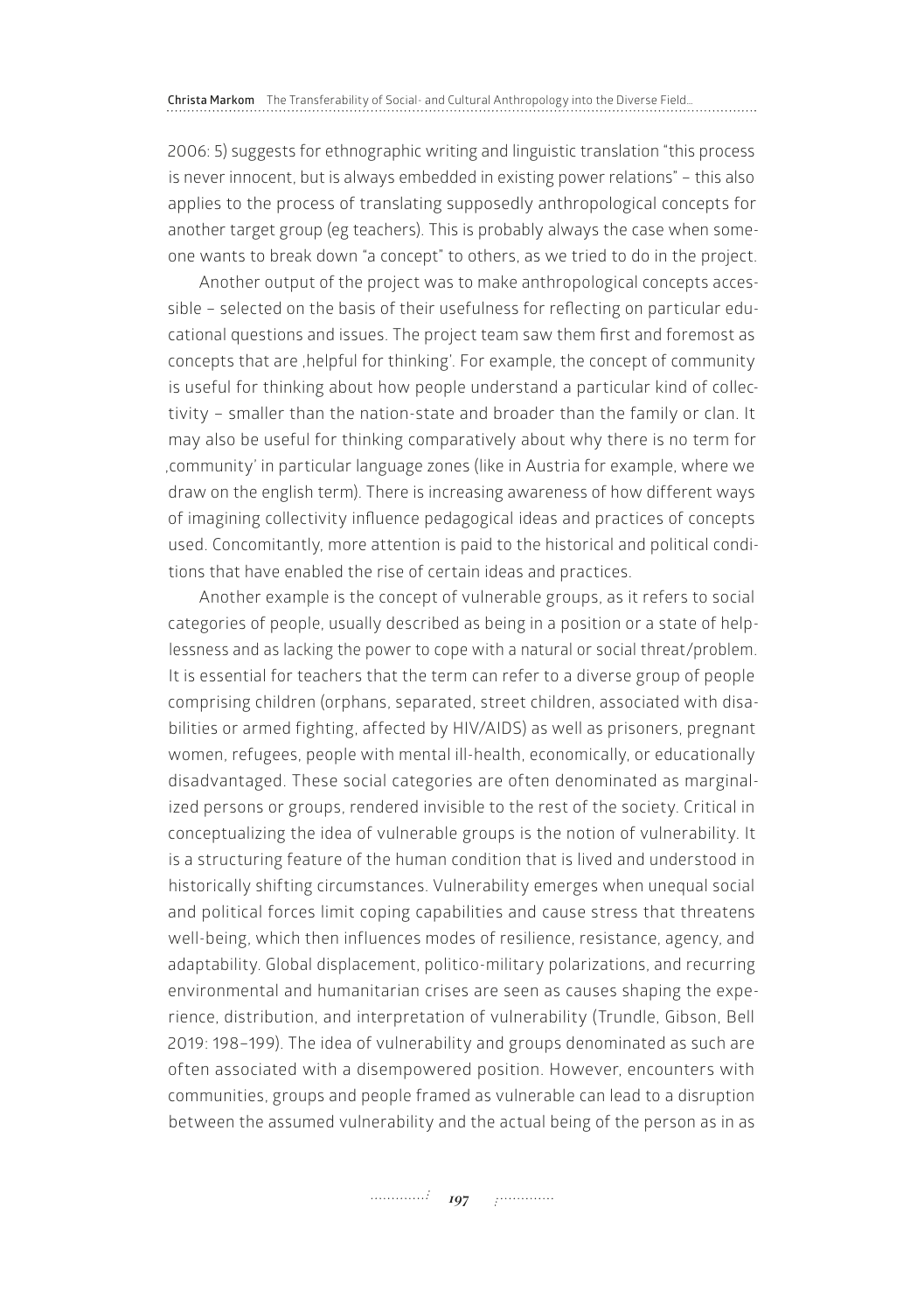2006: 5) suggests for ethnographic writing and linguistic translation "this process is never innocent, but is always embedded in existing power relations" – this also applies to the process of translating supposedly anthropological concepts for another target group (eg teachers). This is probably always the case when someone wants to break down "a concept" to others, as we tried to do in the project.

Another output of the project was to make anthropological concepts accessible – selected on the basis of their usefulness for reflecting on particular educational questions and issues. The project team saw them first and foremost as concepts that are ‚helpful for thinking'. For example, the concept of community is useful for thinking about how people understand a particular kind of collectivity – smaller than the nation-state and broader than the family or clan. It may also be useful for thinking comparatively about why there is no term for ‚community' in particular language zones (like in Austria for example, where we draw on the english term). There is increasing awareness of how different ways of imagining collectivity influence pedagogical ideas and practices of concepts used. Concomitantly, more attention is paid to the historical and political conditions that have enabled the rise of certain ideas and practices.

Another example is the concept of vulnerable groups, as it refers to social categories of people, usually described as being in a position or a state of helplessness and as lacking the power to cope with a natural or social threat/problem. It is essential for teachers that the term can refer to a diverse group of people comprising children (orphans, separated, street children, associated with disabilities or armed fighting, affected by HIV/AIDS) as well as prisoners, pregnant women, refugees, people with mental ill-health, economically, or educationally disadvantaged. These social categories are often denominated as marginalized persons or groups, rendered invisible to the rest of the society. Critical in conceptualizing the idea of vulnerable groups is the notion of vulnerability. It is a structuring feature of the human condition that is lived and understood in historically shifting circumstances. Vulnerability emerges when unequal social and political forces limit coping capabilities and cause stress that threatens well-being, which then influences modes of resilience, resistance, agency, and adaptability. Global displacement, politico-military polarizations, and recurring environmental and humanitarian crises are seen as causes shaping the experience, distribution, and interpretation of vulnerability (Trundle, Gibson, Bell 2019: 198–199). The idea of vulnerability and groups denominated as such are often associated with a disempowered position. However, encounters with communities, groups and people framed as vulnerable can lead to a disruption between the assumed vulnerability and the actual being of the person as in as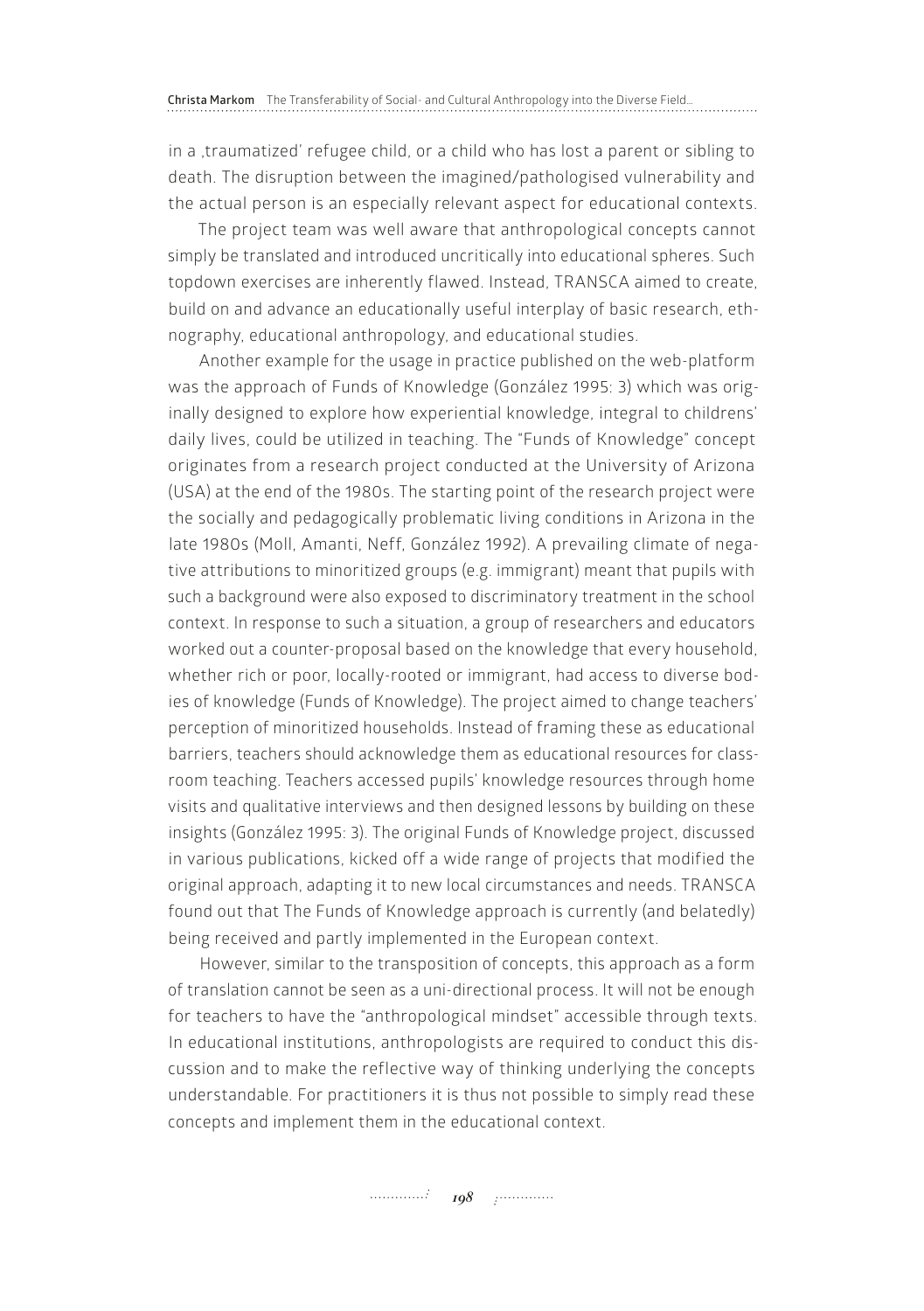in a ‚traumatized' refugee child, or a child who has lost a parent or sibling to death. The disruption between the imagined/pathologised vulnerability and the actual person is an especially relevant aspect for educational contexts.

The project team was well aware that anthropological concepts cannot simply be translated and introduced uncritically into educational spheres. Such topdown exercises are inherently flawed. Instead, TRANSCA aimed to create, build on and advance an educationally useful interplay of basic research, ethnography, educational anthropology, and educational studies.

Another example for the usage in practice published on the web-platform was the approach of Funds of Knowledge (González 1995: 3) which was originally designed to explore how experiential knowledge, integral to childrens' daily lives, could be utilized in teaching. The "Funds of Knowledge" concept originates from a research project conducted at the University of Arizona (USA) at the end of the 1980s. The starting point of the research project were the socially and pedagogically problematic living conditions in Arizona in the late 1980s (Moll, Amanti, Neff, González 1992). A prevailing climate of negative attributions to minoritized groups (e.g. immigrant) meant that pupils with such a background were also exposed to discriminatory treatment in the school context. In response to such a situation, a group of researchers and educators worked out a counter-proposal based on the knowledge that every household, whether rich or poor, locally-rooted or immigrant, had access to diverse bodies of knowledge (Funds of Knowledge). The project aimed to change teachers' perception of minoritized households. Instead of framing these as educational barriers, teachers should acknowledge them as educational resources for classroom teaching. Teachers accessed pupils' knowledge resources through home visits and qualitative interviews and then designed lessons by building on these insights (González 1995: 3). The original Funds of Knowledge project, discussed in various publications, kicked off a wide range of projects that modified the original approach, adapting it to new local circumstances and needs. TRANSCA found out that The Funds of Knowledge approach is currently (and belatedly) being received and partly implemented in the European context.

However, similar to the transposition of concepts, this approach as a form of translation cannot be seen as a uni-directional process. It will not be enough for teachers to have the "anthropological mindset" accessible through texts. In educational institutions, anthropologists are required to conduct this discussion and to make the reflective way of thinking underlying the concepts understandable. For practitioners it is thus not possible to simply read these concepts and implement them in the educational context.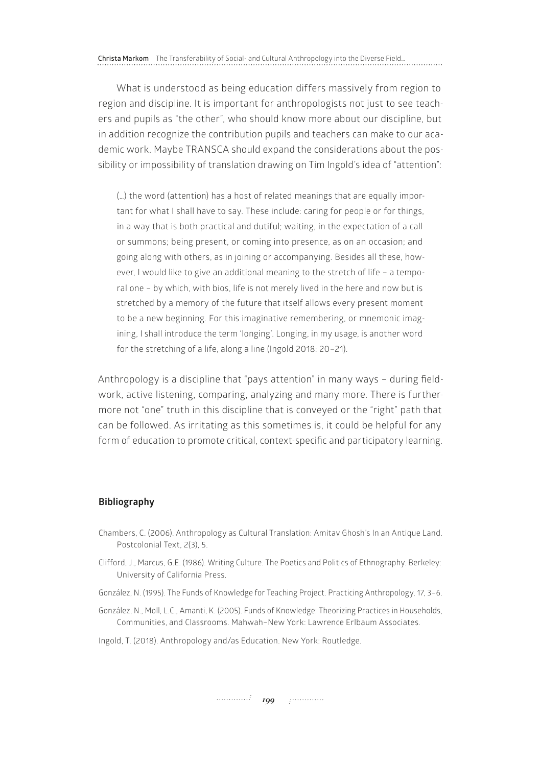What is understood as being education differs massively from region to region and discipline. It is important for anthropologists not just to see teachers and pupils as "the other", who should know more about our discipline, but in addition recognize the contribution pupils and teachers can make to our academic work. Maybe TRANSCA should expand the considerations about the possibility or impossibility of translation drawing on Tim Ingold's idea of "attention":

> (…) the word (attention) has a host of related meanings that are equally important for what I shall have to say. These include: caring for people or for things, in a way that is both practical and dutiful; waiting, in the expectation of a call or summons; being present, or coming into presence, as on an occasion; and going along with others, as in joining or accompanying. Besides all these, however, I would like to give an additional meaning to the stretch of life – a temporal one – by which, with bios, life is not merely lived in the here and now but is stretched by a memory of the future that itself allows every present moment to be a new beginning. For this imaginative remembering, or mnemonic imagining, I shall introduce the term 'longing'. Longing, in my usage, is another word for the stretching of a life, along a line (Ingold 2018: 20–21).

Anthropology is a discipline that "pays attention" in many ways – during fieldwork, active listening, comparing, analyzing and many more. There is furthermore not "one" truth in this discipline that is conveyed or the "right" path that can be followed. As irritating as this sometimes is, it could be helpful for any form of education to promote critical, context-specific and participatory learning.

## Bibliography

Chambers, C. (2006). Anthropology as Cultural Translation: Amitav Ghosh's In an Antique Land. Postcolonial Text, 2(3), 5.

Clifford, J., Marcus, G.E. (1986). Writing Culture. The Poetics and Politics of Ethnography. Berkeley: University of California Press.

González, N. (1995). The Funds of Knowledge for Teaching Project. Practicing Anthropology, 17, 3–6.

González, N., Moll, L.C., Amanti, K. (2005). Funds of Knowledge: Theorizing Practices in Households, Communities, and Classrooms. Mahwah–New York: Lawrence Erlbaum Associates.

Ingold, T. (2018). Anthropology and/as Education. New York: Routledge.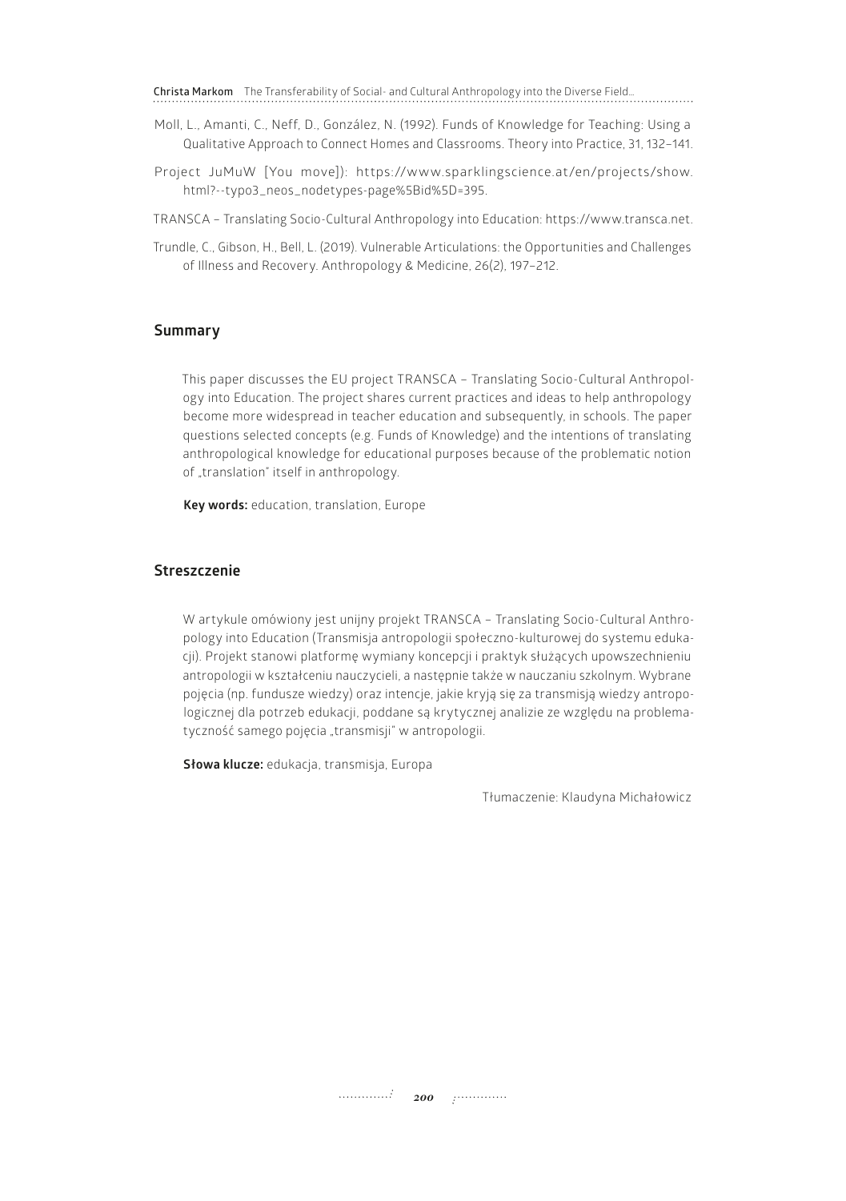Moll, L., Amanti, C., Neff, D., González, N. (1992). Funds of Knowledge for Teaching: Using a Qualitative Approach to Connect Homes and Classrooms. Theory into Practice, 31, 132–141.

Project JuMuW [You move]): https://www.sparklingscience.at/en/projects/show.html?--typo3_neos_nodetypes-page%5Bid%5D=395.

TRANSCA – Translating Socio-Cultural Anthropology into Education: https://www.transca.net.

Trundle, C., Gibson, H., Bell, L. (2019). Vulnerable Articulations: the Opportunities and Challenges of Illness and Recovery. Anthropology & Medicine, 26(2), 197–212.

## Summary

This paper discusses the EU project TRANSCA – Translating Socio-Cultural Anthropology into Education. The project shares current practices and ideas to help anthropology become more widespread in teacher education and subsequently, in schools. The paper questions selected concepts (e.g. Funds of Knowledge) and the intentions of translating anthropological knowledge for educational purposes because of the problematic notion of „translation" itself in anthropology.

**Key words:** education, translation, Europe

## Streszczenie

W artykule omówiony jest unijny projekt TRANSCA – Translating Socio-Cultural Anthropology into Education (Transmisja antropologii społeczno-kulturowej do systemu edukacji). Projekt stanowi platformę wymiany koncepcji i praktyk służących upowszechnieniu antropologii w kształceniu nauczycieli, a następnie także w nauczaniu szkolnym. Wybrane pojęcia (np. fundusze wiedzy) oraz intencje, jakie kryją się za transmisją wiedzy antropologicznej dla potrzeb edukacji, poddane są krytycznej analizie ze względu na problematyczność samego pojęcia „transmisji" w antropologii.

**Słowa klucze:** edukacja, transmisja, Europa

Tłumaczenie: Klaudyna Michałowicz